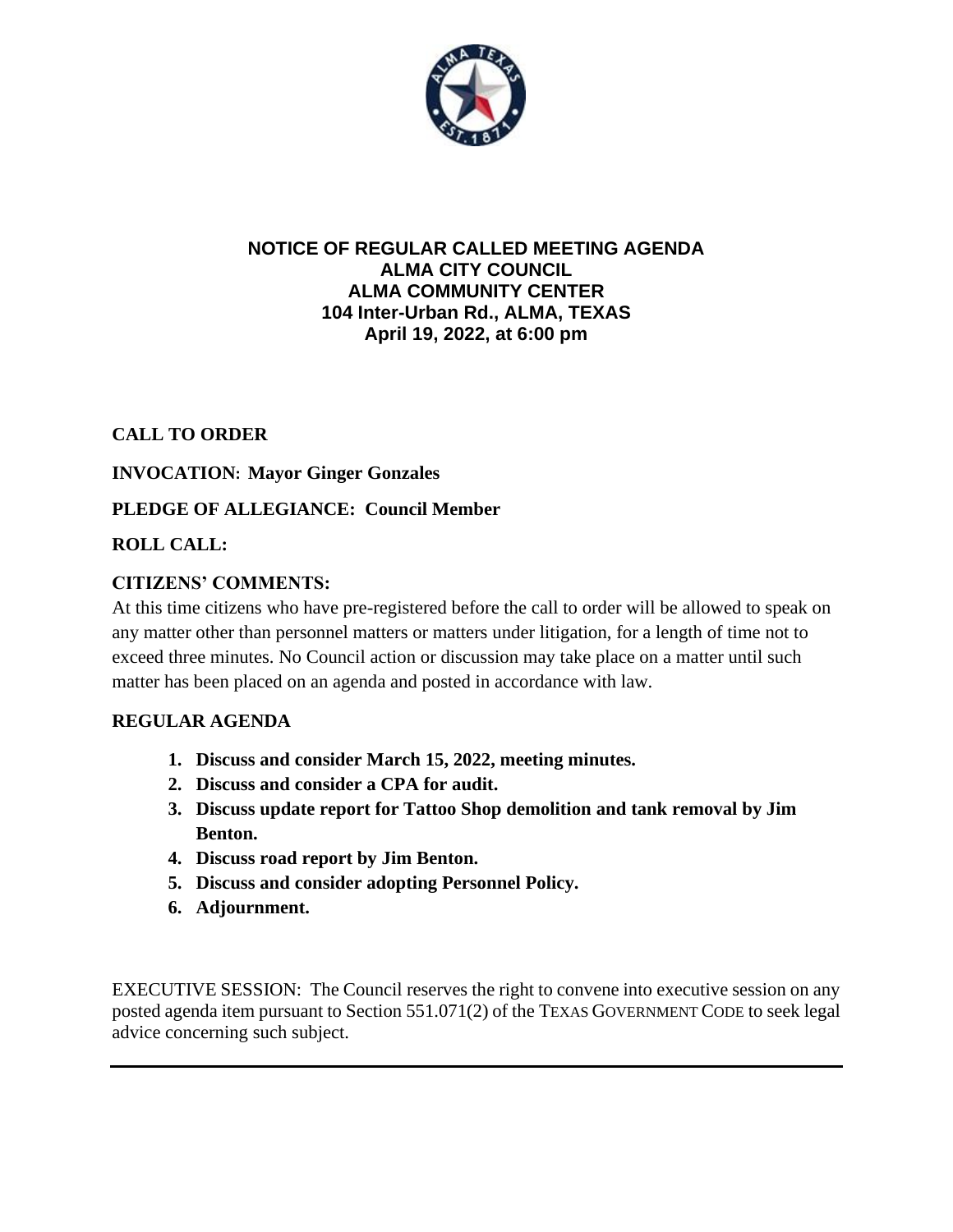# NOTICE OF REGULAR CALLED MEETING AGENDA
## ALMA CITY COUNCIL
## ALMA COMMUNITY CENTER
## 104 Inter-Urban Rd., ALMA, TEXAS
## April 19, 2022, at 6:00 pm

**CALL TO ORDER**

**INVOCATION: Mayor Ginger Gonzales**

**PLEDGE OF ALLEGIANCE: Council Member**

**ROLL CALL:**

**CITIZENS' COMMENTS:**

At this time citizens who have pre-registered before the call to order will be allowed to speak on any matter other than personnel matters or matters under litigation, for a length of time not to exceed three minutes. No Council action or discussion may take place on a matter until such matter has been placed on an agenda and posted in accordance with law.

**REGULAR AGENDA**

1. **Discuss and consider March 15, 2022, meeting minutes.**
2. **Discuss and consider a CPA for audit.**
3. **Discuss update report for Tattoo Shop demolition and tank removal by Jim Benton.**
4. **Discuss road report by Jim Benton.**
5. **Discuss and consider adopting Personnel Policy.**
6. **Adjournment.**

EXECUTIVE SESSION: The Council reserves the right to convene into executive session on any posted agenda item pursuant to Section 551.071(2) of the TEXAS GOVERNMENT CODE to seek legal advice concerning such subject.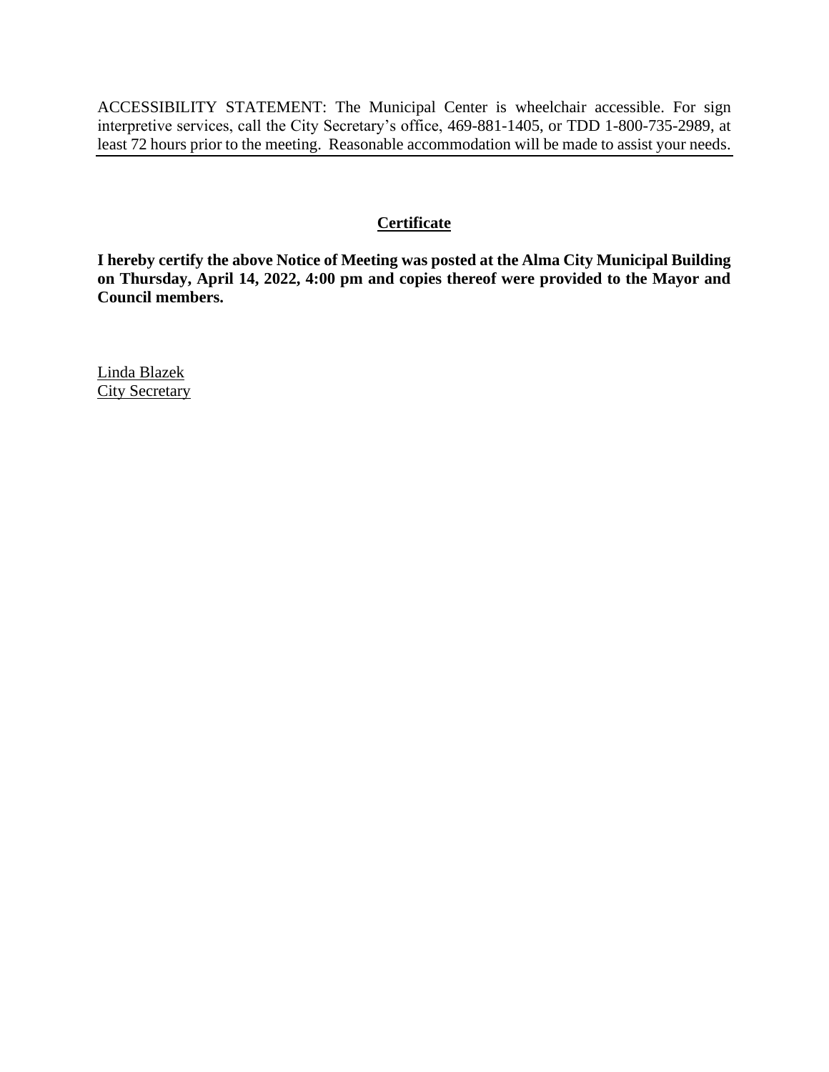ACCESSIBILITY STATEMENT: The Municipal Center is wheelchair accessible. For sign interpretive services, call the City Secretary's office, 469-881-1405, or TDD 1-800-735-2989, at least 72 hours prior to the meeting. Reasonable accommodation will be made to assist your needs.

---

## Certificate

**I hereby certify the above Notice of Meeting was posted at the Alma City Municipal Building on Thursday, April 14, 2022, 4:00 pm and copies thereof were provided to the Mayor and Council members.**

Linda Blazek
City Secretary